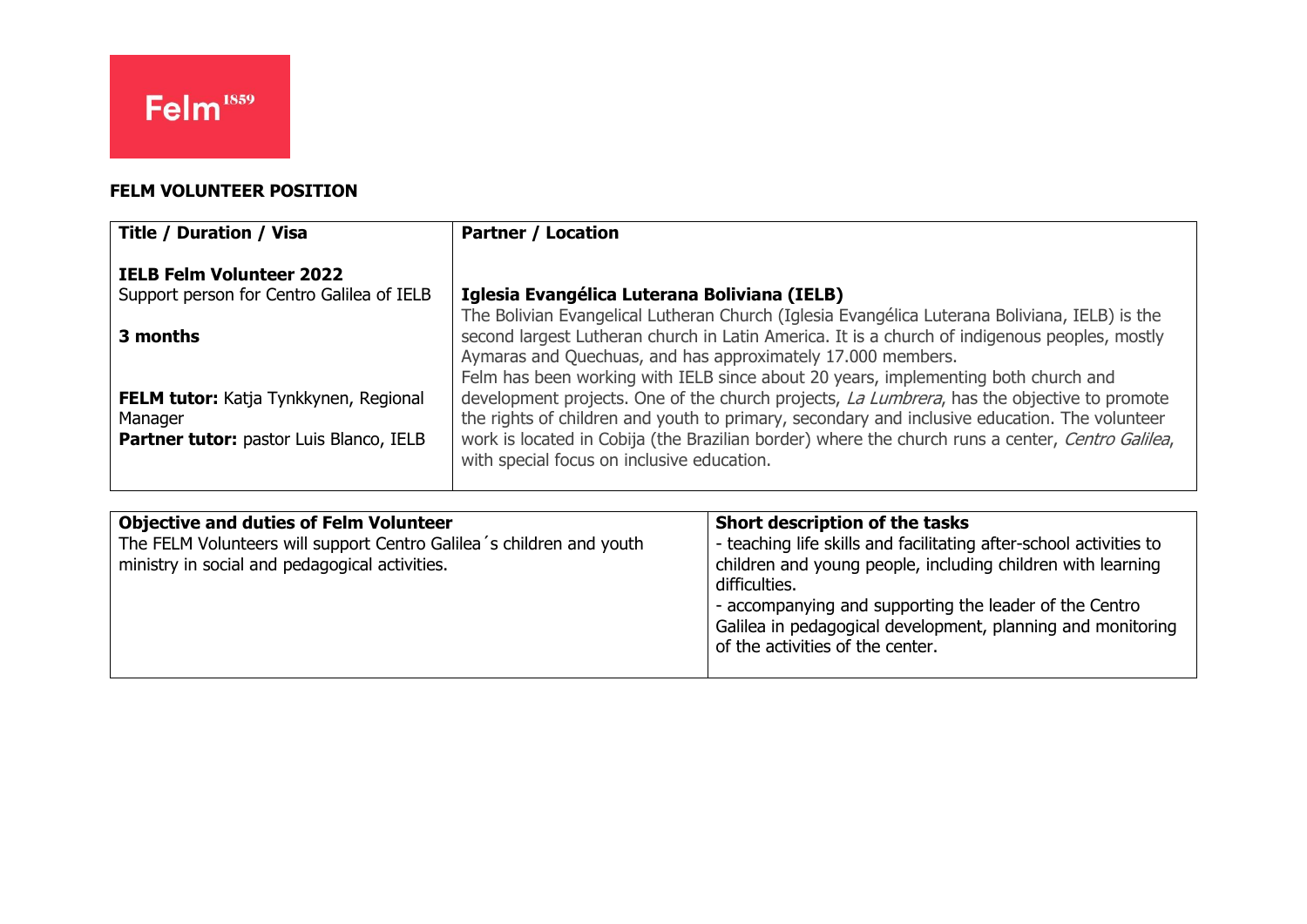Felm[1859]

**FELM VOLUNTEER POSITION**

| **Title / Duration / Visa** | **Partner / Location** |
|---|---|
| **IELB Felm Volunteer 2022**<br>Support person for Centro Galilea of IELB<br><br>**3 months**<br><br>**FELM tutor:** Katja Tynkkynen, Regional Manager<br>**Partner tutor:** pastor Luis Blanco, IELB | **Iglesia Evangélica Luterana Boliviana (IELB)**<br>The Bolivian Evangelical Lutheran Church (Iglesia Evangélica Luterana Boliviana, IELB) is the second largest Lutheran church in Latin America. It is a church of indigenous peoples, mostly Aymaras and Quechuas, and has approximately 17.000 members.<br>Felm has been working with IELB since about 20 years, implementing both church and development projects. One of the church projects, *La Lumbrera*, has the objective to promote the rights of children and youth to primary, secondary and inclusive education. The volunteer work is located in Cobija (the Brazilian border) where the church runs a center, *Centro Galilea*, with special focus on inclusive education. |

| **Objective and duties of Felm Volunteer** | **Short description of the tasks** |
|---|---|
| The FELM Volunteers will support Centro Galilea´s children and youth ministry in social and pedagogical activities. | - teaching life skills and facilitating after-school activities to children and young people, including children with learning difficulties.<br>- accompanying and supporting the leader of the Centro Galilea in pedagogical development, planning and monitoring of the activities of the center. |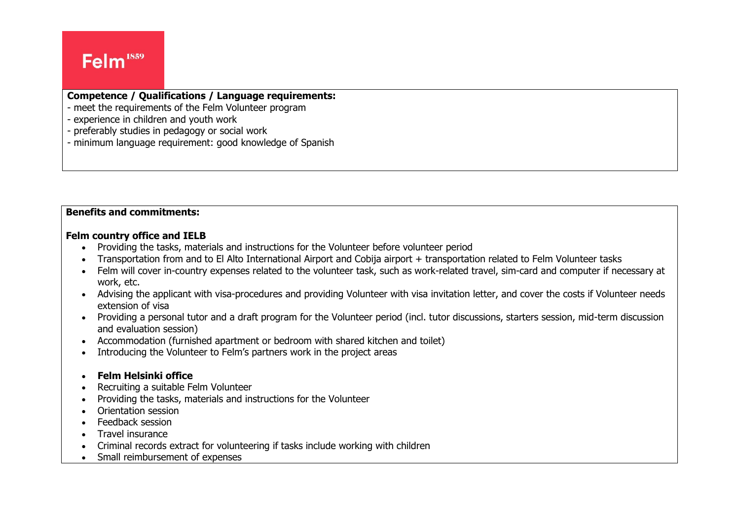**Competence / Qualifications / Language requirements:**

- meet the requirements of the Felm Volunteer program
- experience in children and youth work
- preferably studies in pedagogy or social work
- minimum language requirement: good knowledge of Spanish

**Benefits and commitments:**

**Felm country office and IELB**

- Providing the tasks, materials and instructions for the Volunteer before volunteer period
- Transportation from and to El Alto International Airport and Cobija airport + transportation related to Felm Volunteer tasks
- Felm will cover in-country expenses related to the volunteer task, such as work-related travel, sim-card and computer if necessary at work, etc.
- Advising the applicant with visa-procedures and providing Volunteer with visa invitation letter, and cover the costs if Volunteer needs extension of visa
- Providing a personal tutor and a draft program for the Volunteer period (incl. tutor discussions, starters session, mid-term discussion and evaluation session)
- Accommodation (furnished apartment or bedroom with shared kitchen and toilet)
- Introducing the Volunteer to Felm's partners work in the project areas

- **Felm Helsinki office**
- Recruiting a suitable Felm Volunteer
- Providing the tasks, materials and instructions for the Volunteer
- Orientation session
- Feedback session
- Travel insurance
- Criminal records extract for volunteering if tasks include working with children
- Small reimbursement of expenses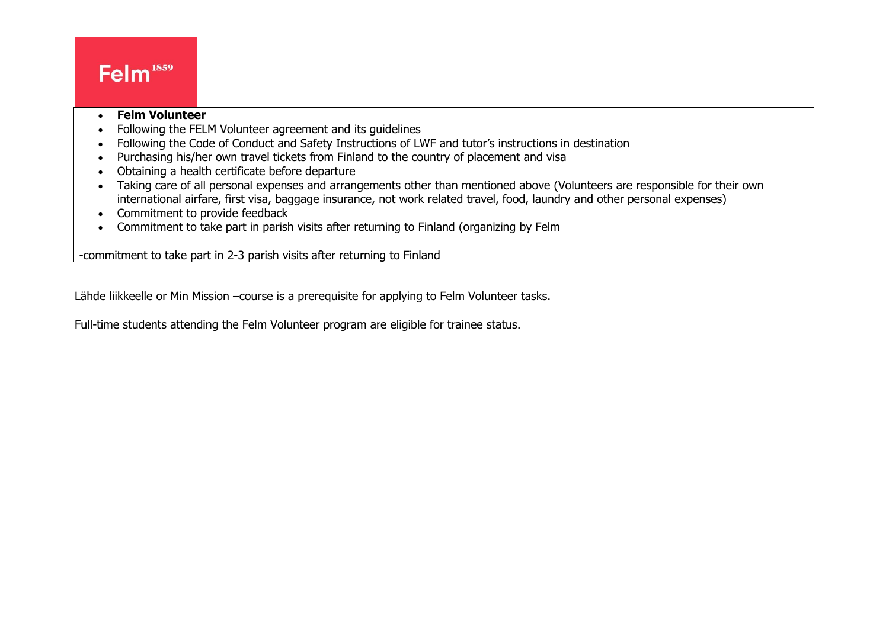Felm[1859]

- **Felm Volunteer**
- Following the FELM Volunteer agreement and its guidelines
- Following the Code of Conduct and Safety Instructions of LWF and tutor's instructions in destination
- Purchasing his/her own travel tickets from Finland to the country of placement and visa
- Obtaining a health certificate before departure
- Taking care of all personal expenses and arrangements other than mentioned above (Volunteers are responsible for their own international airfare, first visa, baggage insurance, not work related travel, food, laundry and other personal expenses)
- Commitment to provide feedback
- Commitment to take part in parish visits after returning to Finland (organizing by Felm

-commitment to take part in 2-3 parish visits after returning to Finland

Lähde liikkeelle or Min Mission –course is a prerequisite for applying to Felm Volunteer tasks.

Full-time students attending the Felm Volunteer program are eligible for trainee status.